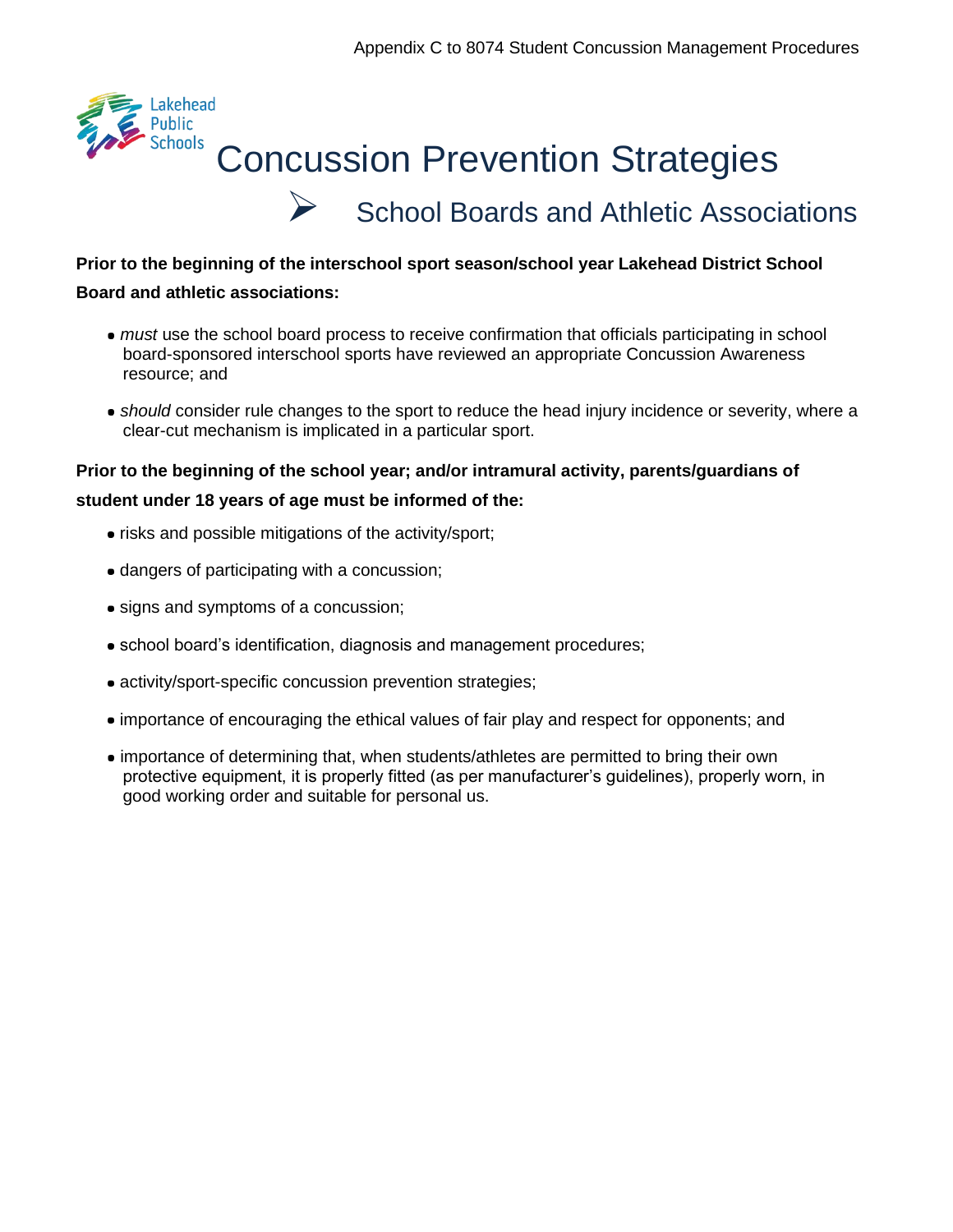# Concussion Prevention Strategies

## School Boards and Athletic Associations

**Prior to the beginning of the interschool sport season/school year Lakehead District School Board and athletic associations:**

- *must* use the school board process to receive confirmation that officials participating in school board-sponsored interschool sports have reviewed an appropriate Concussion Awareness resource; and
- *should* consider rule changes to the sport to reduce the head injury incidence or severity, where a clear-cut mechanism is implicated in a particular sport.

**Prior to the beginning of the school year; and/or intramural activity, parents/guardians of student under 18 years of age must be informed of the:**

- risks and possible mitigations of the activity/sport;
- dangers of participating with a concussion;
- signs and symptoms of a concussion;
- school board's identification, diagnosis and management procedures;
- activity/sport-specific concussion prevention strategies;
- importance of encouraging the ethical values of fair play and respect for opponents; and
- importance of determining that, when students/athletes are permitted to bring their own protective equipment, it is properly fitted (as per manufacturer's guidelines), properly worn, in good working order and suitable for personal us.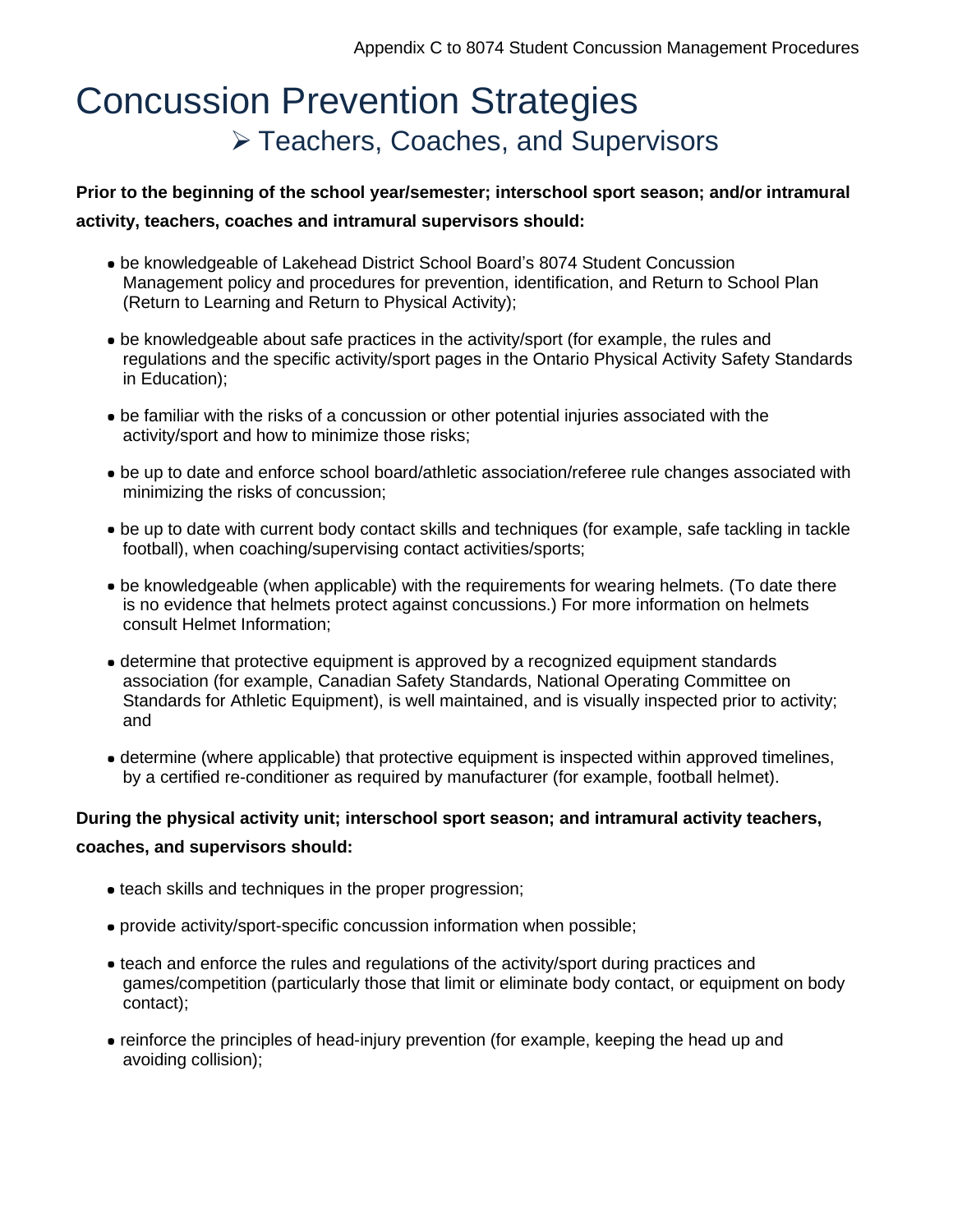# Concussion Prevention Strategies

## ➢ Teachers, Coaches, and Supervisors

**Prior to the beginning of the school year/semester; interschool sport season; and/or intramural activity, teachers, coaches and intramural supervisors should:**

- be knowledgeable of Lakehead District School Board's 8074 Student Concussion Management policy and procedures for prevention, identification, and Return to School Plan (Return to Learning and Return to Physical Activity);
- be knowledgeable about safe practices in the activity/sport (for example, the rules and regulations and the specific activity/sport pages in the Ontario Physical Activity Safety Standards in Education);
- be familiar with the risks of a concussion or other potential injuries associated with the activity/sport and how to minimize those risks;
- be up to date and enforce school board/athletic association/referee rule changes associated with minimizing the risks of concussion;
- be up to date with current body contact skills and techniques (for example, safe tackling in tackle football), when coaching/supervising contact activities/sports;
- be knowledgeable (when applicable) with the requirements for wearing helmets. (To date there is no evidence that helmets protect against concussions.) For more information on helmets consult Helmet Information;
- determine that protective equipment is approved by a recognized equipment standards association (for example, Canadian Safety Standards, National Operating Committee on Standards for Athletic Equipment), is well maintained, and is visually inspected prior to activity; and
- determine (where applicable) that protective equipment is inspected within approved timelines, by a certified re-conditioner as required by manufacturer (for example, football helmet).

**During the physical activity unit; interschool sport season; and intramural activity teachers, coaches, and supervisors should:**

- teach skills and techniques in the proper progression;
- provide activity/sport-specific concussion information when possible;
- teach and enforce the rules and regulations of the activity/sport during practices and games/competition (particularly those that limit or eliminate body contact, or equipment on body contact);
- reinforce the principles of head-injury prevention (for example, keeping the head up and avoiding collision);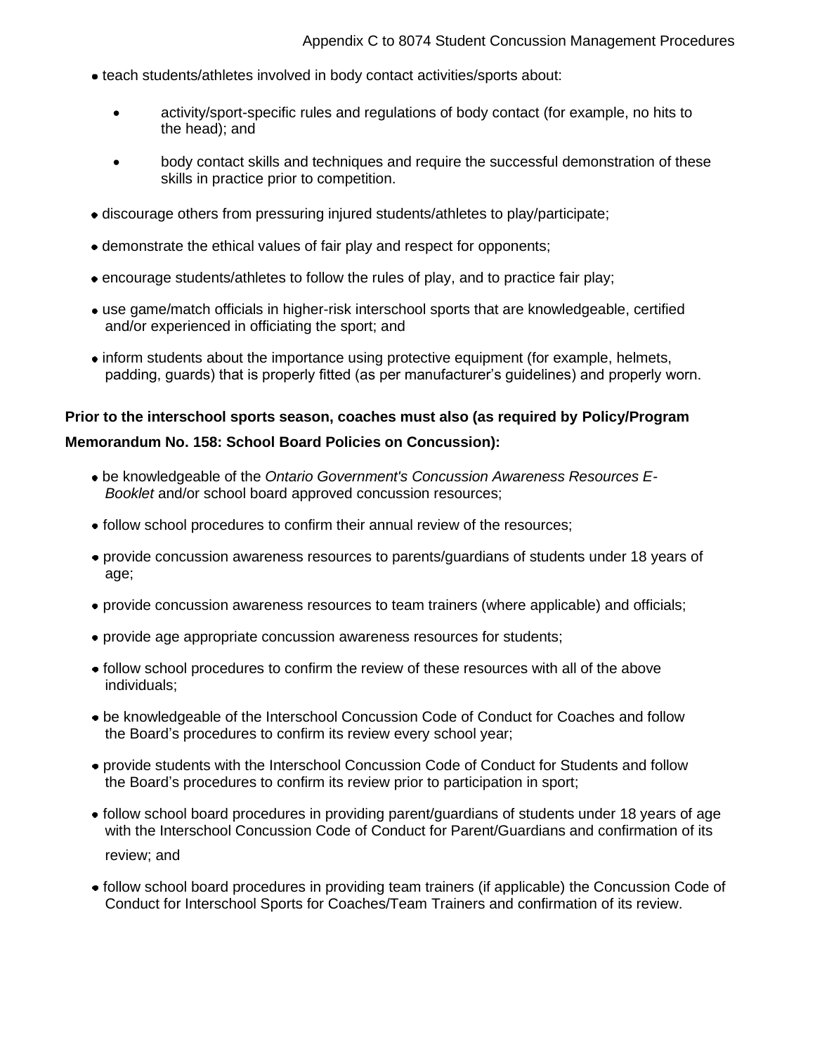- teach students/athletes involved in body contact activities/sports about:
  - activity/sport-specific rules and regulations of body contact (for example, no hits to the head); and
  - body contact skills and techniques and require the successful demonstration of these skills in practice prior to competition.
- discourage others from pressuring injured students/athletes to play/participate;
- demonstrate the ethical values of fair play and respect for opponents;
- encourage students/athletes to follow the rules of play, and to practice fair play;
- use game/match officials in higher-risk interschool sports that are knowledgeable, certified and/or experienced in officiating the sport; and
- inform students about the importance using protective equipment (for example, helmets, padding, guards) that is properly fitted (as per manufacturer's guidelines) and properly worn.

**Prior to the interschool sports season, coaches must also (as required by Policy/Program Memorandum No. 158: School Board Policies on Concussion):**

- be knowledgeable of the *Ontario Government's Concussion Awareness Resources E-Booklet* and/or school board approved concussion resources;
- follow school procedures to confirm their annual review of the resources;
- provide concussion awareness resources to parents/guardians of students under 18 years of age;
- provide concussion awareness resources to team trainers (where applicable) and officials;
- provide age appropriate concussion awareness resources for students;
- follow school procedures to confirm the review of these resources with all of the above individuals;
- be knowledgeable of the Interschool Concussion Code of Conduct for Coaches and follow the Board's procedures to confirm its review every school year;
- provide students with the Interschool Concussion Code of Conduct for Students and follow the Board's procedures to confirm its review prior to participation in sport;
- follow school board procedures in providing parent/guardians of students under 18 years of age with the Interschool Concussion Code of Conduct for Parent/Guardians and confirmation of its review; and
- follow school board procedures in providing team trainers (if applicable) the Concussion Code of Conduct for Interschool Sports for Coaches/Team Trainers and confirmation of its review.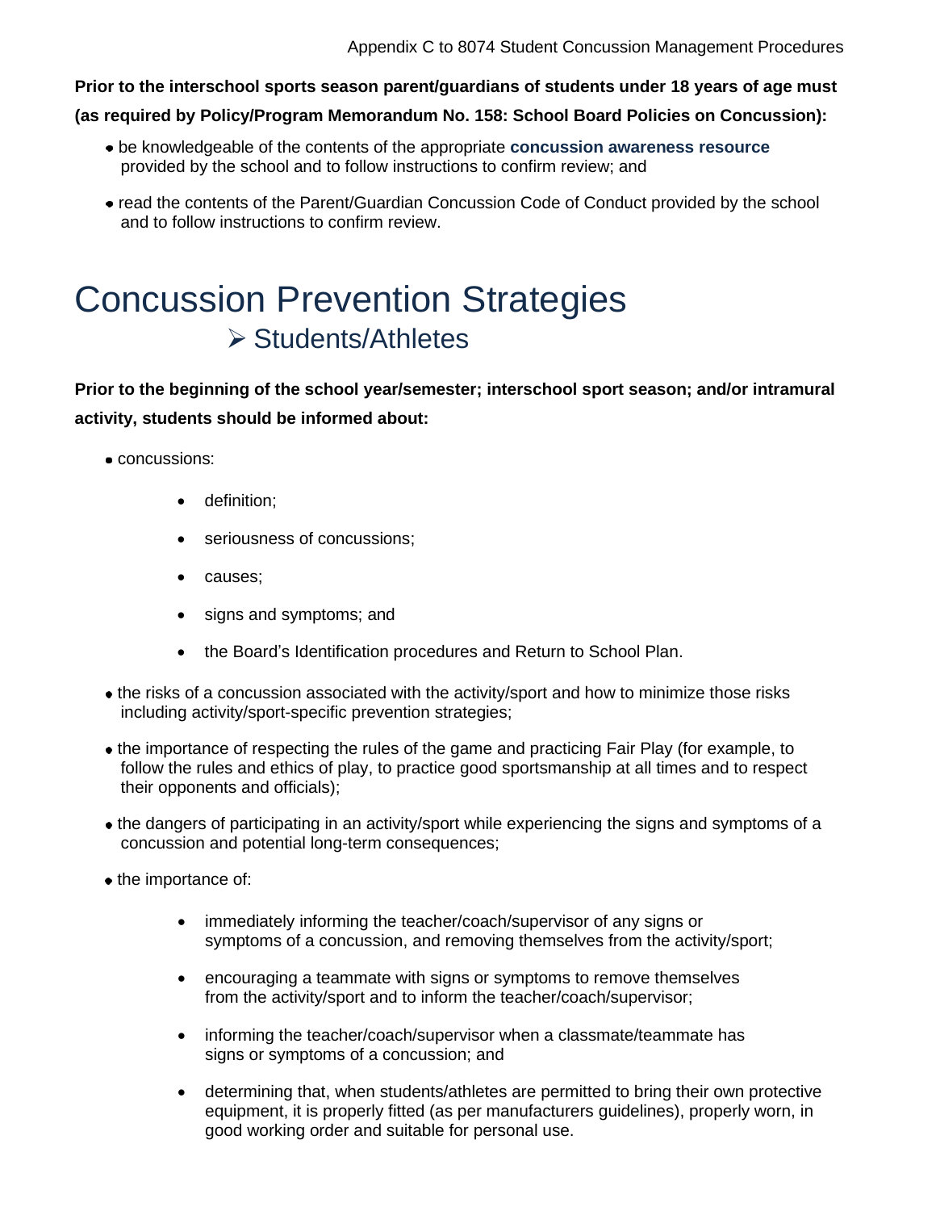**Prior to the interschool sports season parent/guardians of students under 18 years of age must (as required by Policy/Program Memorandum No. 158: School Board Policies on Concussion):**

- be knowledgeable of the contents of the appropriate **concussion awareness resource** provided by the school and to follow instructions to confirm review; and
- read the contents of the Parent/Guardian Concussion Code of Conduct provided by the school and to follow instructions to confirm review.

# Concussion Prevention Strategies

## Students/Athletes

**Prior to the beginning of the school year/semester; interschool sport season; and/or intramural activity, students should be informed about:**

- concussions:
  - definition;
  - seriousness of concussions;
  - causes;
  - signs and symptoms; and
  - the Board's Identification procedures and Return to School Plan.
- the risks of a concussion associated with the activity/sport and how to minimize those risks including activity/sport-specific prevention strategies;
- the importance of respecting the rules of the game and practicing Fair Play (for example, to follow the rules and ethics of play, to practice good sportsmanship at all times and to respect their opponents and officials);
- the dangers of participating in an activity/sport while experiencing the signs and symptoms of a concussion and potential long-term consequences;
- the importance of:
  - immediately informing the teacher/coach/supervisor of any signs or symptoms of a concussion, and removing themselves from the activity/sport;
  - encouraging a teammate with signs or symptoms to remove themselves from the activity/sport and to inform the teacher/coach/supervisor;
  - informing the teacher/coach/supervisor when a classmate/teammate has signs or symptoms of a concussion; and
  - determining that, when students/athletes are permitted to bring their own protective equipment, it is properly fitted (as per manufacturers guidelines), properly worn, in good working order and suitable for personal use.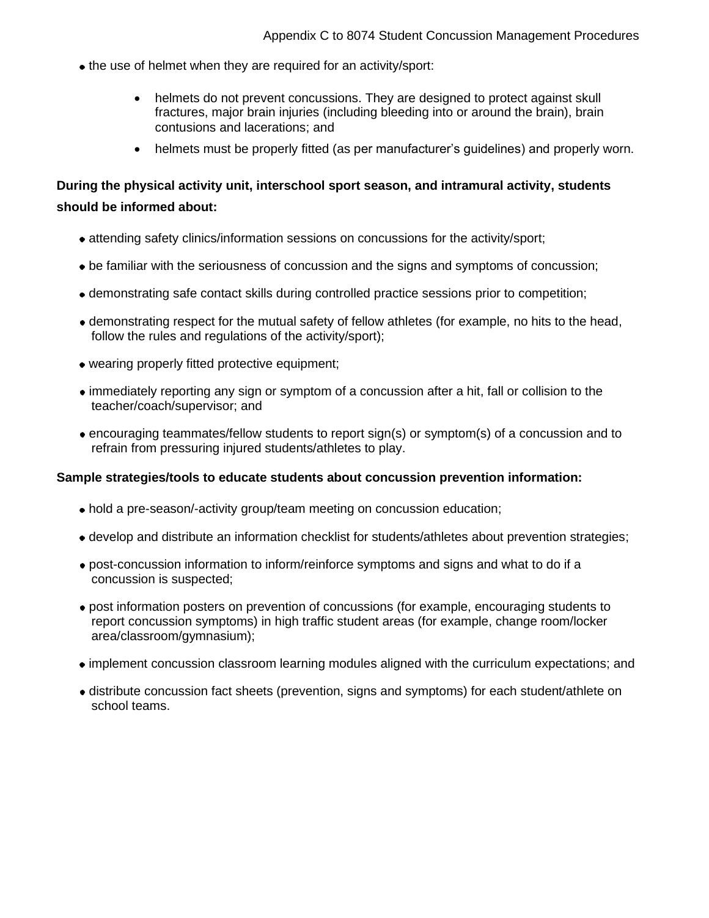- the use of helmet when they are required for an activity/sport:
  - helmets do not prevent concussions. They are designed to protect against skull fractures, major brain injuries (including bleeding into or around the brain), brain contusions and lacerations; and
  - helmets must be properly fitted (as per manufacturer's guidelines) and properly worn.

**During the physical activity unit, interschool sport season, and intramural activity, students should be informed about:**

- attending safety clinics/information sessions on concussions for the activity/sport;
- be familiar with the seriousness of concussion and the signs and symptoms of concussion;
- demonstrating safe contact skills during controlled practice sessions prior to competition;
- demonstrating respect for the mutual safety of fellow athletes (for example, no hits to the head, follow the rules and regulations of the activity/sport);
- wearing properly fitted protective equipment;
- immediately reporting any sign or symptom of a concussion after a hit, fall or collision to the teacher/coach/supervisor; and
- encouraging teammates/fellow students to report sign(s) or symptom(s) of a concussion and to refrain from pressuring injured students/athletes to play.

**Sample strategies/tools to educate students about concussion prevention information:**

- hold a pre-season/-activity group/team meeting on concussion education;
- develop and distribute an information checklist for students/athletes about prevention strategies;
- post-concussion information to inform/reinforce symptoms and signs and what to do if a concussion is suspected;
- post information posters on prevention of concussions (for example, encouraging students to report concussion symptoms) in high traffic student areas (for example, change room/locker area/classroom/gymnasium);
- implement concussion classroom learning modules aligned with the curriculum expectations; and
- distribute concussion fact sheets (prevention, signs and symptoms) for each student/athlete on school teams.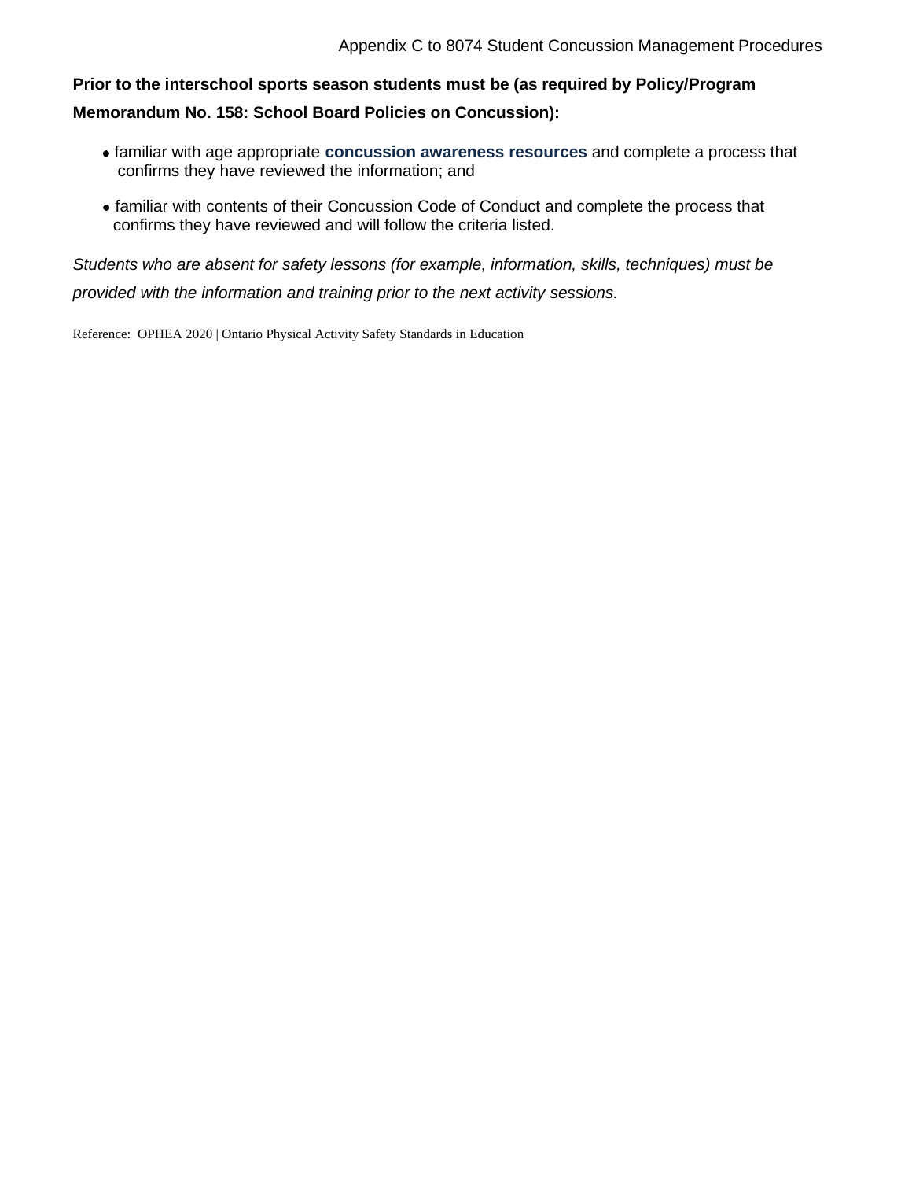**Prior to the interschool sports season students must be (as required by Policy/Program Memorandum No. 158: School Board Policies on Concussion):**

- familiar with age appropriate **concussion awareness resources** and complete a process that confirms they have reviewed the information; and
- familiar with contents of their Concussion Code of Conduct and complete the process that confirms they have reviewed and will follow the criteria listed.

*Students who are absent for safety lessons (for example, information, skills, techniques) must be provided with the information and training prior to the next activity sessions.*

Reference: OPHEA 2020 | Ontario Physical Activity Safety Standards in Education